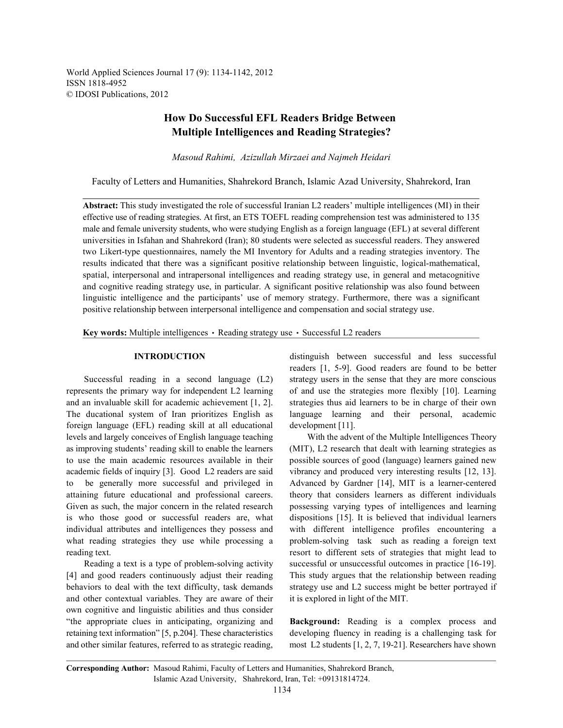# How Do Successful EFL Readers Bridge Between Multiple Intelligences and Reading Strategies?

*Masoud Rahimi, Azizullah Mirzaei and Najmeh Heidari*

Faculty of Letters and Humanities, Shahrekord Branch, Islamic Azad University, Shahrekord, Iran

**Abstract:** This study investigated the role of successful Iranian L2 readers' multiple intelligences (MI) in their effective use of reading strategies. At first, an ETS TOEFL reading comprehension test was administered to 135 male and female university students, who were studying English as a foreign language (EFL) at several different universities in Isfahan and Shahrekord (Iran); 80 students were selected as successful readers. They answered two Likert-type questionnaires, namely the MI Inventory for Adults and a reading strategies inventory. The results indicated that there was a significant positive relationship between linguistic, logical-mathematical, spatial, interpersonal and intrapersonal intelligences and reading strategy use, in general and metacognitive and cognitive reading strategy use, in particular. A significant positive relationship was also found between linguistic intelligence and the participants' use of memory strategy. Furthermore, there was a significant positive relationship between interpersonal intelligence and compensation and social strategy use.

**Key words:** Multiple intelligences · Reading strategy use · Successful L2 readers

## INTRODUCTION

Successful reading in a second language (L2) represents the primary way for independent L2 learning and an invaluable skill for academic achievement [1, 2]. The ducational system of Iran prioritizes English as foreign language (EFL) reading skill at all educational levels and largely conceives of English language teaching as improving students' reading skill to enable the learners to use the main academic resources available in their academic fields of inquiry [3]. Good L2 readers are said to be generally more successful and privileged in attaining future educational and professional careers. Given as such, the major concern in the related research is who those good or successful readers are, what individual attributes and intelligences they possess and what reading strategies they use while processing a reading text.

Reading a text is a type of problem-solving activity [4] and good readers continuously adjust their reading behaviors to deal with the text difficulty, task demands and other contextual variables. They are aware of their own cognitive and linguistic abilities and thus consider "the appropriate clues in anticipating, organizing and retaining text information" [5, p.204]. These characteristics and other similar features, referred to as strategic reading, distinguish between successful and less successful readers [1, 5-9]. Good readers are found to be better strategy users in the sense that they are more conscious of and use the strategies more flexibly [10]. Learning strategies thus aid learners to be in charge of their own language learning and their personal, academic development [11].

With the advent of the Multiple Intelligences Theory (MIT), L2 research that dealt with learning strategies as possible sources of good (language) learners gained new vibrancy and produced very interesting results [12, 13]. Advanced by Gardner [14], MIT is a learner-centered theory that considers learners as different individuals possessing varying types of intelligences and learning dispositions [15]. It is believed that individual learners with different intelligence profiles encountering a problem-solving task such as reading a foreign text resort to different sets of strategies that might lead to successful or unsuccessful outcomes in practice [16-19]. This study argues that the relationship between reading strategy use and L2 success might be better portrayed if it is explored in light of the MIT.

**Background:** Reading is a complex process and developing fluency in reading is a challenging task for most L2 students [1, 2, 7, 19-21]. Researchers have shown

**Corresponding Author:** Masoud Rahimi, Faculty of Letters and Humanities, Shahrekord Branch, Islamic Azad University, Shahrekord, Iran, Tel: +09131814724.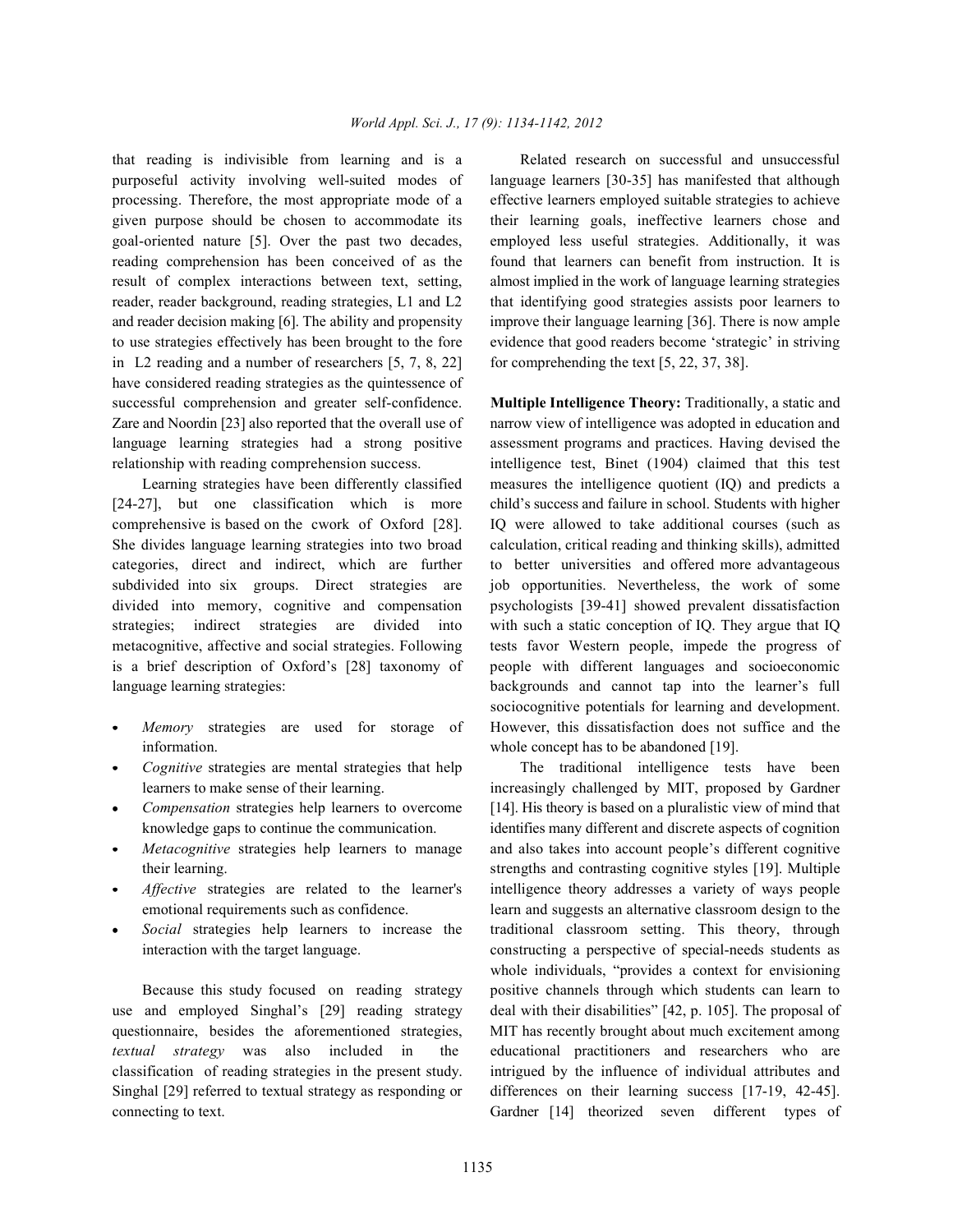that reading is indivisible from learning and is a purposeful activity involving well-suited modes of processing. Therefore, the most appropriate mode of a given purpose should be chosen to accommodate its goal-oriented nature [5]. Over the past two decades, reading comprehension has been conceived of as the result of complex interactions between text, setting, reader, reader background, reading strategies, L1 and L2 and reader decision making [6]. The ability and propensity to use strategies effectively has been brought to the fore in L2 reading and a number of researchers [5, 7, 8, 22] have considered reading strategies as the quintessence of successful comprehension and greater self-confidence. Zare and Noordin [23] also reported that the overall use of language learning strategies had a strong positive relationship with reading comprehension success.

Learning strategies have been differently classified [24-27], but one classification which is more comprehensive is based on the cwork of Oxford [28]. She divides language learning strategies into two broad categories, direct and indirect, which are further subdivided into six groups. Direct strategies are divided into memory, cognitive and compensation strategies; indirect strategies are divided into metacognitive, affective and social strategies. Following is a brief description of Oxford's [28] taxonomy of language learning strategies:

- *Memory* strategies are used for storage of information.
- *Cognitive* strategies are mental strategies that help learners to make sense of their learning.
- *Compensation* strategies help learners to overcome knowledge gaps to continue the communication.
- *Metacognitive* strategies help learners to manage their learning.
- *Affective* strategies are related to the learner's emotional requirements such as confidence.
- *Social* strategies help learners to increase the interaction with the target language.

Because this study focused on reading strategy use and employed Singhal's [29] reading strategy questionnaire, besides the aforementioned strategies, *textual strategy* was also included in the classification of reading strategies in the present study. Singhal [29] referred to textual strategy as responding or connecting to text.

Related research on successful and unsuccessful language learners [30-35] has manifested that although effective learners employed suitable strategies to achieve their learning goals, ineffective learners chose and employed less useful strategies. Additionally, it was found that learners can benefit from instruction. It is almost implied in the work of language learning strategies that identifying good strategies assists poor learners to improve their language learning [36]. There is now ample evidence that good readers become 'strategic' in striving for comprehending the text [5, 22, 37, 38].

**Multiple Intelligence Theory:** Traditionally, a static and narrow view of intelligence was adopted in education and assessment programs and practices. Having devised the intelligence test, Binet (1904) claimed that this test measures the intelligence quotient (IQ) and predicts a child's success and failure in school. Students with higher IQ were allowed to take additional courses (such as calculation, critical reading and thinking skills), admitted to better universities and offered more advantageous job opportunities. Nevertheless, the work of some psychologists [39-41] showed prevalent dissatisfaction with such a static conception of IQ. They argue that IQ tests favor Western people, impede the progress of people with different languages and socioeconomic backgrounds and cannot tap into the learner's full sociocognitive potentials for learning and development. However, this dissatisfaction does not suffice and the whole concept has to be abandoned [19].

The traditional intelligence tests have been increasingly challenged by MIT, proposed by Gardner [14]. His theory is based on a pluralistic view of mind that identifies many different and discrete aspects of cognition and also takes into account people's different cognitive strengths and contrasting cognitive styles [19]. Multiple intelligence theory addresses a variety of ways people learn and suggests an alternative classroom design to the traditional classroom setting. This theory, through constructing a perspective of special-needs students as whole individuals, "provides a context for envisioning positive channels through which students can learn to deal with their disabilities" [42, p. 105]. The proposal of MIT has recently brought about much excitement among educational practitioners and researchers who are intrigued by the influence of individual attributes and differences on their learning success [17-19, 42-45]. Gardner [14] theorized seven different types of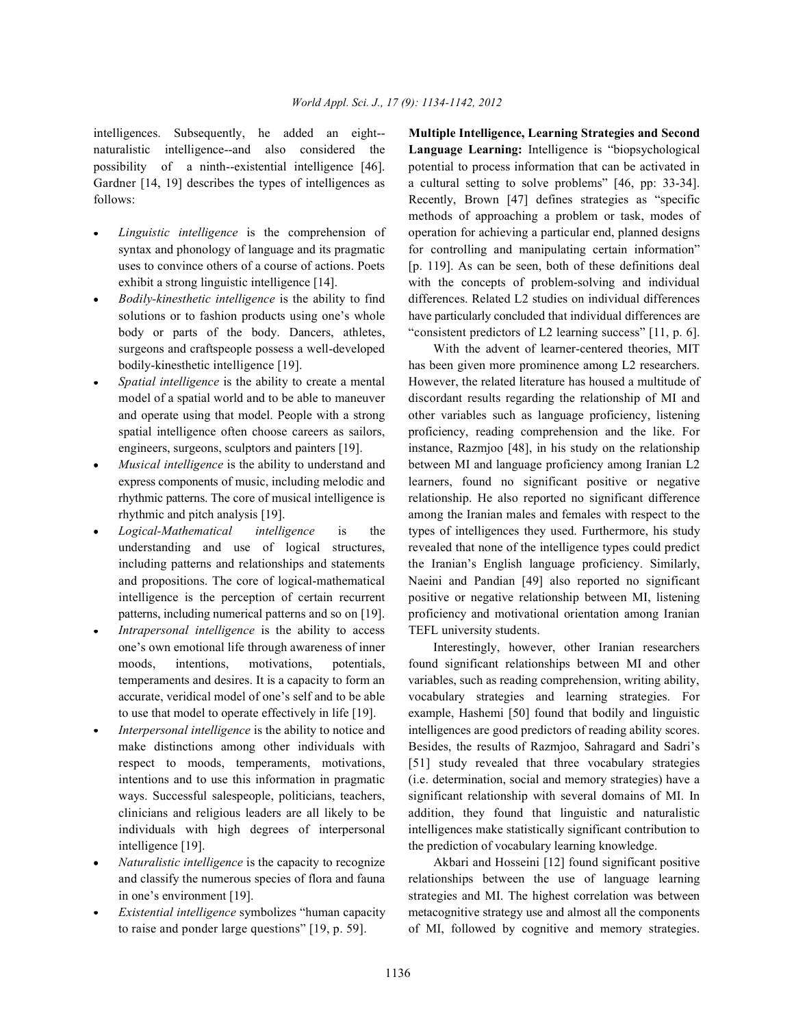intelligences. Subsequently, he added an eight--naturalistic intelligence--and also considered the possibility of a ninth--existential intelligence [46]. Gardner [14, 19] describes the types of intelligences as follows:

- *Linguistic intelligence* is the comprehension of syntax and phonology of language and its pragmatic uses to convince others of a course of actions. Poets exhibit a strong linguistic intelligence [14].
- *Bodily-kinesthetic intelligence* is the ability to find solutions or to fashion products using one's whole body or parts of the body. Dancers, athletes, surgeons and craftspeople possess a well-developed bodily-kinesthetic intelligence [19].
- *Spatial intelligence* is the ability to create a mental model of a spatial world and to be able to maneuver and operate using that model. People with a strong spatial intelligence often choose careers as sailors, engineers, surgeons, sculptors and painters [19].
- *Musical intelligence* is the ability to understand and express components of music, including melodic and rhythmic patterns. The core of musical intelligence is rhythmic and pitch analysis [19].
- *Logical-Mathematical intelligence* is the understanding and use of logical structures, including patterns and relationships and statements and propositions. The core of logical-mathematical intelligence is the perception of certain recurrent patterns, including numerical patterns and so on [19].
- *Intrapersonal intelligence* is the ability to access one's own emotional life through awareness of inner moods, intentions, motivations, potentials, temperaments and desires. It is a capacity to form an accurate, veridical model of one's self and to be able to use that model to operate effectively in life [19].
- *Interpersonal intelligence* is the ability to notice and make distinctions among other individuals with respect to moods, temperaments, motivations, intentions and to use this information in pragmatic ways. Successful salespeople, politicians, teachers, clinicians and religious leaders are all likely to be individuals with high degrees of interpersonal intelligence [19].
- *Naturalistic intelligence* is the capacity to recognize and classify the numerous species of flora and fauna in one's environment [19].
- *Existential intelligence* symbolizes "human capacity to raise and ponder large questions" [19, p. 59].

**Multiple Intelligence, Learning Strategies and Second Language Learning:** Intelligence is "biopsychological potential to process information that can be activated in a cultural setting to solve problems" [46, pp: 33-34]. Recently, Brown [47] defines strategies as "specific methods of approaching a problem or task, modes of operation for achieving a particular end, planned designs for controlling and manipulating certain information" [p. 119]. As can be seen, both of these definitions deal with the concepts of problem-solving and individual differences. Related L2 studies on individual differences have particularly concluded that individual differences are "consistent predictors of L2 learning success" [11, p. 6].

With the advent of learner-centered theories, MIT has been given more prominence among L2 researchers. However, the related literature has housed a multitude of discordant results regarding the relationship of MI and other variables such as language proficiency, listening proficiency, reading comprehension and the like. For instance, Razmjoo [48], in his study on the relationship between MI and language proficiency among Iranian L2 learners, found no significant positive or negative relationship. He also reported no significant difference among the Iranian males and females with respect to the types of intelligences they used. Furthermore, his study revealed that none of the intelligence types could predict the Iranian's English language proficiency. Similarly, Naeini and Pandian [49] also reported no significant positive or negative relationship between MI, listening proficiency and motivational orientation among Iranian TEFL university students.

Interestingly, however, other Iranian researchers found significant relationships between MI and other variables, such as reading comprehension, writing ability, vocabulary strategies and learning strategies. For example, Hashemi [50] found that bodily and linguistic intelligences are good predictors of reading ability scores. Besides, the results of Razmjoo, Sahragard and Sadri's [51] study revealed that three vocabulary strategies (i.e. determination, social and memory strategies) have a significant relationship with several domains of MI. In addition, they found that linguistic and naturalistic intelligences make statistically significant contribution to the prediction of vocabulary learning knowledge.

Akbari and Hosseini [12] found significant positive relationships between the use of language learning strategies and MI. The highest correlation was between metacognitive strategy use and almost all the components of MI, followed by cognitive and memory strategies.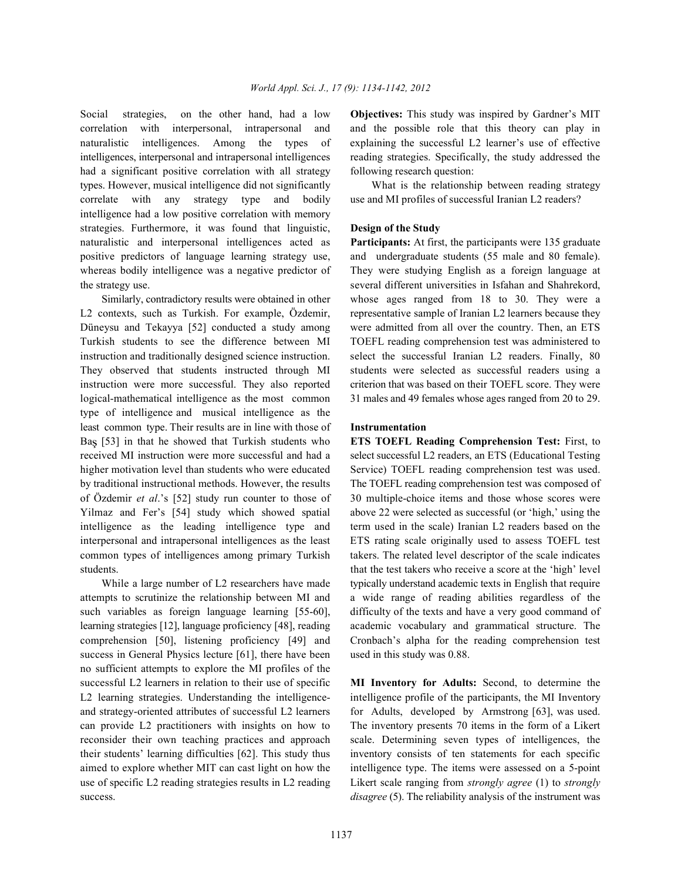Social strategies, on the other hand, had a low correlation with interpersonal, intrapersonal and naturalistic intelligences. Among the types of intelligences, interpersonal and intrapersonal intelligences had a significant positive correlation with all strategy types. However, musical intelligence did not significantly correlate with any strategy type and bodily intelligence had a low positive correlation with memory strategies. Furthermore, it was found that linguistic, naturalistic and interpersonal intelligences acted as positive predictors of language learning strategy use, whereas bodily intelligence was a negative predictor of the strategy use.

Similarly, contradictory results were obtained in other L2 contexts, such as Turkish. For example, Özdemir, Düneysu and Tekayya [52] conducted a study among Turkish students to see the difference between MI instruction and traditionally designed science instruction. They observed that students instructed through MI instruction were more successful. They also reported logical-mathematical intelligence as the most common type of intelligence and musical intelligence as the least common type. Their results are in line with those of Baş [53] in that he showed that Turkish students who received MI instruction were more successful and had a higher motivation level than students who were educated by traditional instructional methods. However, the results of Özdemir *et al*.'s [52] study run counter to those of Yilmaz and Fer's [54] study which showed spatial intelligence as the leading intelligence type and interpersonal and intrapersonal intelligences as the least common types of intelligences among primary Turkish students.

While a large number of L2 researchers have made attempts to scrutinize the relationship between MI and such variables as foreign language learning [55-60], learning strategies [12], language proficiency [48], reading comprehension [50], listening proficiency [49] and success in General Physics lecture [61], there have been no sufficient attempts to explore the MI profiles of the successful L2 learners in relation to their use of specific L2 learning strategies. Understanding the intelligence- and strategy-oriented attributes of successful L2 learners can provide L2 practitioners with insights on how to reconsider their own teaching practices and approach their students' learning difficulties [62]. This study thus aimed to explore whether MIT can cast light on how the use of specific L2 reading strategies results in L2 reading success.

**Objectives:** This study was inspired by Gardner's MIT and the possible role that this theory can play in explaining the successful L2 learner's use of effective reading strategies. Specifically, the study addressed the following research question:

What is the relationship between reading strategy use and MI profiles of successful Iranian L2 readers?

## Design of the Study

**Participants:** At first, the participants were 135 graduate and undergraduate students (55 male and 80 female). They were studying English as a foreign language at several different universities in Isfahan and Shahrekord, whose ages ranged from 18 to 30. They were a representative sample of Iranian L2 learners because they were admitted from all over the country. Then, an ETS TOEFL reading comprehension test was administered to select the successful Iranian L2 readers. Finally, 80 students were selected as successful readers using a criterion that was based on their TOEFL score. They were 31 males and 49 females whose ages ranged from 20 to 29.

## Instrumentation

**ETS TOEFL Reading Comprehension Test:** First, to select successful L2 readers, an ETS (Educational Testing Service) TOEFL reading comprehension test was used. The TOEFL reading comprehension test was composed of 30 multiple-choice items and those whose scores were above 22 were selected as successful (or 'high,' using the term used in the scale) Iranian L2 readers based on the ETS rating scale originally used to assess TOEFL test takers. The related level descriptor of the scale indicates that the test takers who receive a score at the 'high' level typically understand academic texts in English that require a wide range of reading abilities regardless of the difficulty of the texts and have a very good command of academic vocabulary and grammatical structure. The Cronbach's alpha for the reading comprehension test used in this study was 0.88.

**MI Inventory for Adults:** Second, to determine the intelligence profile of the participants, the MI Inventory for Adults, developed by Armstrong [63], was used. The inventory presents 70 items in the form of a Likert scale. Determining seven types of intelligences, the inventory consists of ten statements for each specific intelligence type. The items were assessed on a 5-point Likert scale ranging from *strongly agree* (1) to *strongly disagree* (5). The reliability analysis of the instrument was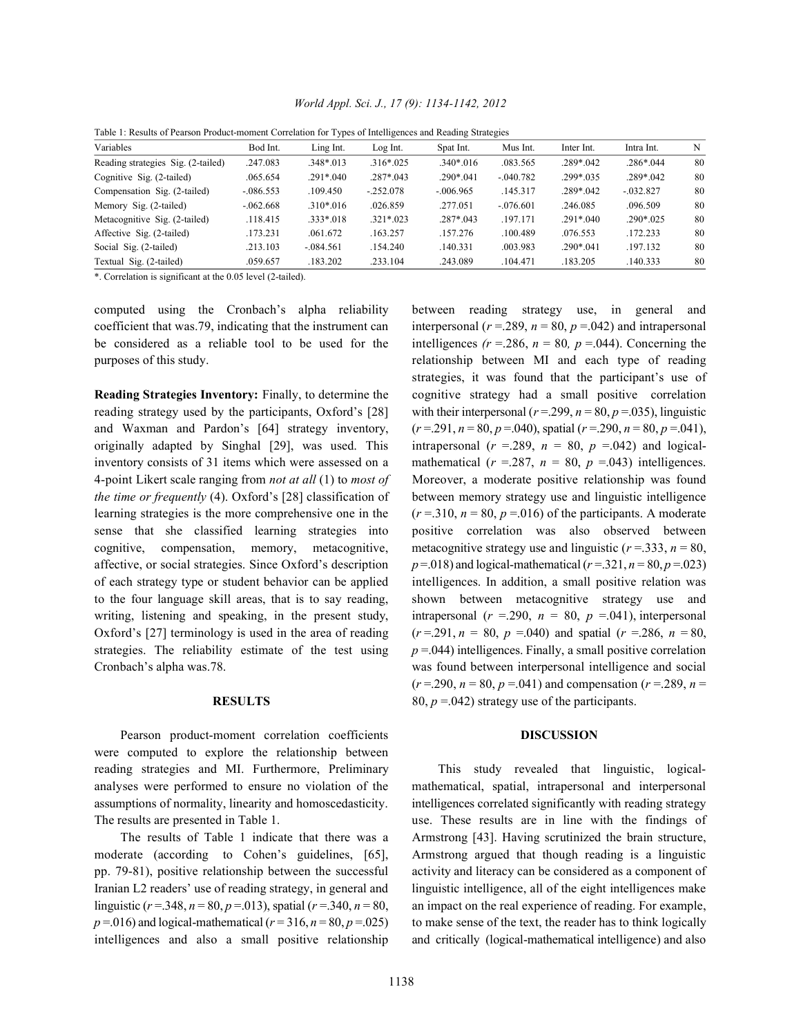Table 1: Results of Pearson Product-moment Correlation for Types of Intelligences and Reading Strategies

| Variables | Bod Int. | Ling Int. | Log Int. | Spat Int. | Mus Int. | Inter Int. | Intra Int. | N |
|---|---|---|---|---|---|---|---|---|
| Reading strategies Sig. (2-tailed) | .247.083 | .348*.013 | .316*.025 | .340*.016 | .083.565 | .289*.042 | .286*.044 | 80 |
| Cognitive Sig. (2-tailed) | .065.654 | .291*.040 | .287*.043 | .290*.041 | -.040.782 | .299*.035 | .289*.042 | 80 |
| Compensation Sig. (2-tailed) | -.086.553 | .109.450 | -.252.078 | -.006.965 | .145.317 | .289*.042 | -.032.827 | 80 |
| Memory Sig. (2-tailed) | -.062.668 | .310*.016 | .026.859 | .277.051 | -.076.601 | .246.085 | .096.509 | 80 |
| Metacognitive Sig. (2-tailed) | .118.415 | .333*.018 | .321*.023 | .287*.043 | .197.171 | .291*.040 | .290*.025 | 80 |
| Affective Sig. (2-tailed) | .173.231 | .061.672 | .163.257 | .157.276 | .100.489 | .076.553 | .172.233 | 80 |
| Social Sig. (2-tailed) | .213.103 | -.084.561 | .154.240 | .140.331 | .003.983 | .290*.041 | .197.132 | 80 |
| Textual Sig. (2-tailed) | .059.657 | .183.202 | .233.104 | .243.089 | .104.471 | .183.205 | .140.333 | 80 |

*. Correlation is significant at the 0.05 level (2-tailed).

computed using the Cronbach's alpha reliability coefficient that was.79, indicating that the instrument can be considered as a reliable tool to be used for the purposes of this study.

**Reading Strategies Inventory:** Finally, to determine the reading strategy used by the participants, Oxford's [28] and Waxman and Pardon's [64] strategy inventory, originally adapted by Singhal [29], was used. This inventory consists of 31 items which were assessed on a 4-point Likert scale ranging from *not at all* (1) to *most of the time or frequently* (4). Oxford's [28] classification of learning strategies is the more comprehensive one in the sense that she classified learning strategies into cognitive, compensation, memory, metacognitive, affective, or social strategies. Since Oxford's description of each strategy type or student behavior can be applied to the four language skill areas, that is to say reading, writing, listening and speaking, in the present study, Oxford's [27] terminology is used in the area of reading strategies. The reliability estimate of the test using Cronbach's alpha was.78.

## RESULTS

Pearson product-moment correlation coefficients were computed to explore the relationship between reading strategies and MI. Furthermore, Preliminary analyses were performed to ensure no violation of the assumptions of normality, linearity and homoscedasticity. The results are presented in Table 1.

The results of Table 1 indicate that there was a moderate (according to Cohen's guidelines, [65], pp. 79-81), positive relationship between the successful Iranian L2 readers' use of reading strategy, in general and linguistic ($r$ =.348, $n$ = 80, $p$ =.013), spatial ($r$ =.340, $n$ = 80, $p$ =.016) and logical-mathematical ($r$ = 316, $n$ = 80, $p$ =.025) intelligences and also a small positive relationship between reading strategy use, in general and interpersonal ($r$ =.289, $n$ = 80, $p$ =.042) and intrapersonal intelligences ($r$ =.286, $n$ = 80, $p$ =.044). Concerning the relationship between MI and each type of reading strategies, it was found that the participant's use of cognitive strategy had a small positive correlation with their interpersonal ($r$ =.299, $n$ = 80, $p$ =.035), linguistic ($r$ =.291, $n$ = 80, $p$ =.040), spatial ($r$ =.290, $n$ = 80, $p$ =.041), intrapersonal ($r$ =.289, $n$ = 80, $p$ =.042) and logical-mathematical ($r$ =.287, $n$ = 80, $p$ =.043) intelligences. Moreover, a moderate positive relationship was found between memory strategy use and linguistic intelligence ($r$ =.310, $n$ = 80, $p$ =.016) of the participants. A moderate positive correlation was also observed between metacognitive strategy use and linguistic ($r$ =.333, $n$ = 80, $p$ =.018) and logical-mathematical ($r$ =.321, $n$ = 80, $p$ =.023) intelligences. In addition, a small positive relation was shown between metacognitive strategy use and intrapersonal ($r$ =.290, $n$ = 80, $p$ =.041), interpersonal ($r$ =.291, $n$ = 80, $p$ =.040) and spatial ($r$ =.286, $n$ = 80, $p$ =.044) intelligences. Finally, a small positive correlation was found between interpersonal intelligence and social ($r$ =.290, $n$ = 80, $p$ =.041) and compensation ($r$ =.289, $n$ = 80, $p$ =.042) strategy use of the participants.

## DISCUSSION

This study revealed that linguistic, logical-mathematical, spatial, intrapersonal and interpersonal intelligences correlated significantly with reading strategy use. These results are in line with the findings of Armstrong [43]. Having scrutinized the brain structure, Armstrong argued that though reading is a linguistic activity and literacy can be considered as a component of linguistic intelligence, all of the eight intelligences make an impact on the real experience of reading. For example, to make sense of the text, the reader has to think logically and critically (logical-mathematical intelligence) and also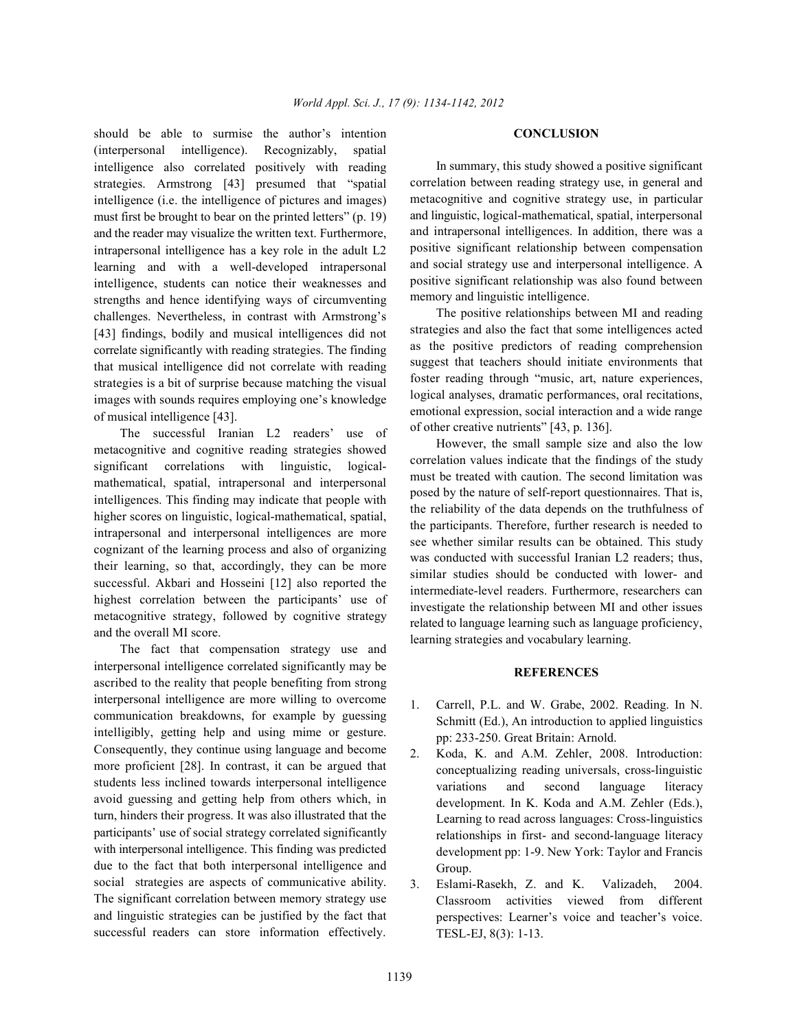should be able to surmise the author's intention (interpersonal intelligence). Recognizably, spatial intelligence also correlated positively with reading strategies. Armstrong [43] presumed that "spatial intelligence (i.e. the intelligence of pictures and images) must first be brought to bear on the printed letters" (p. 19) and the reader may visualize the written text. Furthermore, intrapersonal intelligence has a key role in the adult L2 learning and with a well-developed intrapersonal intelligence, students can notice their weaknesses and strengths and hence identifying ways of circumventing challenges. Nevertheless, in contrast with Armstrong's [43] findings, bodily and musical intelligences did not correlate significantly with reading strategies. The finding that musical intelligence did not correlate with reading strategies is a bit of surprise because matching the visual images with sounds requires employing one's knowledge of musical intelligence [43].

The successful Iranian L2 readers' use of metacognitive and cognitive reading strategies showed significant correlations with linguistic, logical-mathematical, spatial, intrapersonal and interpersonal intelligences. This finding may indicate that people with higher scores on linguistic, logical-mathematical, spatial, intrapersonal and interpersonal intelligences are more cognizant of the learning process and also of organizing their learning, so that, accordingly, they can be more successful. Akbari and Hosseini [12] also reported the highest correlation between the participants' use of metacognitive strategy, followed by cognitive strategy and the overall MI score.

The fact that compensation strategy use and interpersonal intelligence correlated significantly may be ascribed to the reality that people benefiting from strong interpersonal intelligence are more willing to overcome communication breakdowns, for example by guessing intelligibly, getting help and using mime or gesture. Consequently, they continue using language and become more proficient [28]. In contrast, it can be argued that students less inclined towards interpersonal intelligence avoid guessing and getting help from others which, in turn, hinders their progress. It was also illustrated that the participants' use of social strategy correlated significantly with interpersonal intelligence. This finding was predicted due to the fact that both interpersonal intelligence and social strategies are aspects of communicative ability. The significant correlation between memory strategy use and linguistic strategies can be justified by the fact that successful readers can store information effectively.

## CONCLUSION

In summary, this study showed a positive significant correlation between reading strategy use, in general and metacognitive and cognitive strategy use, in particular and linguistic, logical-mathematical, spatial, interpersonal and intrapersonal intelligences. In addition, there was a positive significant relationship between compensation and social strategy use and interpersonal intelligence. A positive significant relationship was also found between memory and linguistic intelligence.

The positive relationships between MI and reading strategies and also the fact that some intelligences acted as the positive predictors of reading comprehension suggest that teachers should initiate environments that foster reading through "music, art, nature experiences, logical analyses, dramatic performances, oral recitations, emotional expression, social interaction and a wide range of other creative nutrients" [43, p. 136].

However, the small sample size and also the low correlation values indicate that the findings of the study must be treated with caution. The second limitation was posed by the nature of self-report questionnaires. That is, the reliability of the data depends on the truthfulness of the participants. Therefore, further research is needed to see whether similar results can be obtained. This study was conducted with successful Iranian L2 readers; thus, similar studies should be conducted with lower- and intermediate-level readers. Furthermore, researchers can investigate the relationship between MI and other issues related to language learning such as language proficiency, learning strategies and vocabulary learning.

## REFERENCES

1. Carrell, P.L. and W. Grabe, 2002. Reading. In N. Schmitt (Ed.), An introduction to applied linguistics pp: 233-250. Great Britain: Arnold.
2. Koda, K. and A.M. Zehler, 2008. Introduction: conceptualizing reading universals, cross-linguistic variations and second language literacy development. In K. Koda and A.M. Zehler (Eds.), Learning to read across languages: Cross-linguistics relationships in first- and second-language literacy development pp: 1-9. New York: Taylor and Francis Group.
3. Eslami-Rasekh, Z. and K. Valizadeh, 2004. Classroom activities viewed from different perspectives: Learner's voice and teacher's voice. TESL-EJ, 8(3): 1-13.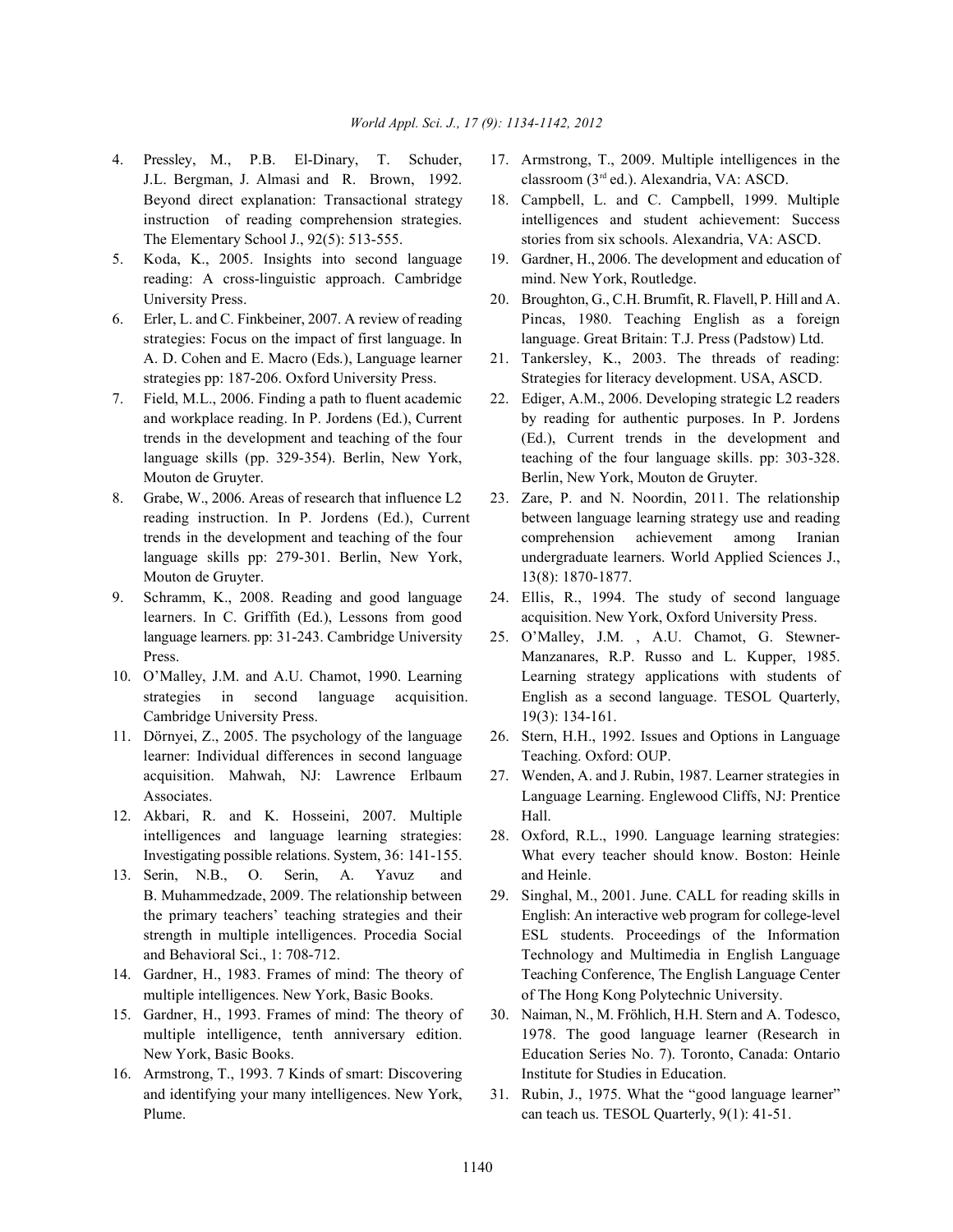4. Pressley, M., P.B. El-Dinary, T. Schuder, J.L. Bergman, J. Almasi and R. Brown, 1992. Beyond direct explanation: Transactional strategy instruction of reading comprehension strategies. The Elementary School J., 92(5): 513-555.
5. Koda, K., 2005. Insights into second language reading: A cross-linguistic approach. Cambridge University Press.
6. Erler, L. and C. Finkbeiner, 2007. A review of reading strategies: Focus on the impact of first language. In A. D. Cohen and E. Macro (Eds.), Language learner strategies pp: 187-206. Oxford University Press.
7. Field, M.L., 2006. Finding a path to fluent academic and workplace reading. In P. Jordens (Ed.), Current trends in the development and teaching of the four language skills (pp. 329-354). Berlin, New York, Mouton de Gruyter.
8. Grabe, W., 2006. Areas of research that influence L2 reading instruction. In P. Jordens (Ed.), Current trends in the development and teaching of the four language skills pp: 279-301. Berlin, New York, Mouton de Gruyter.
9. Schramm, K., 2008. Reading and good language learners. In C. Griffith (Ed.), Lessons from good language learners. pp: 31-243. Cambridge University Press.
10. O'Malley, J.M. and A.U. Chamot, 1990. Learning strategies in second language acquisition. Cambridge University Press.
11. Dörnyei, Z., 2005. The psychology of the language learner: Individual differences in second language acquisition. Mahwah, NJ: Lawrence Erlbaum Associates.
12. Akbari, R. and K. Hosseini, 2007. Multiple intelligences and language learning strategies: Investigating possible relations. System, 36: 141-155.
13. Serin, N.B., O. Serin, A. Yavuz and B. Muhammedzade, 2009. The relationship between the primary teachers' teaching strategies and their strength in multiple intelligences. Procedia Social and Behavioral Sci., 1: 708-712.
14. Gardner, H., 1983. Frames of mind: The theory of multiple intelligences. New York, Basic Books.
15. Gardner, H., 1993. Frames of mind: The theory of multiple intelligence, tenth anniversary edition. New York, Basic Books.
16. Armstrong, T., 1993. 7 Kinds of smart: Discovering and identifying your many intelligences. New York, Plume.
17. Armstrong, T., 2009. Multiple intelligences in the classroom (3rd ed.). Alexandria, VA: ASCD.
18. Campbell, L. and C. Campbell, 1999. Multiple intelligences and student achievement: Success stories from six schools. Alexandria, VA: ASCD.
19. Gardner, H., 2006. The development and education of mind. New York, Routledge.
20. Broughton, G., C.H. Brumfit, R. Flavell, P. Hill and A. Pincas, 1980. Teaching English as a foreign language. Great Britain: T.J. Press (Padstow) Ltd.
21. Tankersley, K., 2003. The threads of reading: Strategies for literacy development. USA, ASCD.
22. Ediger, A.M., 2006. Developing strategic L2 readers by reading for authentic purposes. In P. Jordens (Ed.), Current trends in the development and teaching of the four language skills. pp: 303-328. Berlin, New York, Mouton de Gruyter.
23. Zare, P. and N. Noordin, 2011. The relationship between language learning strategy use and reading comprehension achievement among Iranian undergraduate learners. World Applied Sciences J., 13(8): 1870-1877.
24. Ellis, R., 1994. The study of second language acquisition. New York, Oxford University Press.
25. O'Malley, J.M. , A.U. Chamot, G. Stewner-Manzanares, R.P. Russo and L. Kupper, 1985. Learning strategy applications with students of English as a second language. TESOL Quarterly, 19(3): 134-161.
26. Stern, H.H., 1992. Issues and Options in Language Teaching. Oxford: OUP.
27. Wenden, A. and J. Rubin, 1987. Learner strategies in Language Learning. Englewood Cliffs, NJ: Prentice Hall.
28. Oxford, R.L., 1990. Language learning strategies: What every teacher should know. Boston: Heinle and Heinle.
29. Singhal, M., 2001. June. CALL for reading skills in English: An interactive web program for college-level ESL students. Proceedings of the Information Technology and Multimedia in English Language Teaching Conference, The English Language Center of The Hong Kong Polytechnic University.
30. Naiman, N., M. Fröhlich, H.H. Stern and A. Todesco, 1978. The good language learner (Research in Education Series No. 7). Toronto, Canada: Ontario Institute for Studies in Education.
31. Rubin, J., 1975. What the "good language learner" can teach us. TESOL Quarterly, 9(1): 41-51.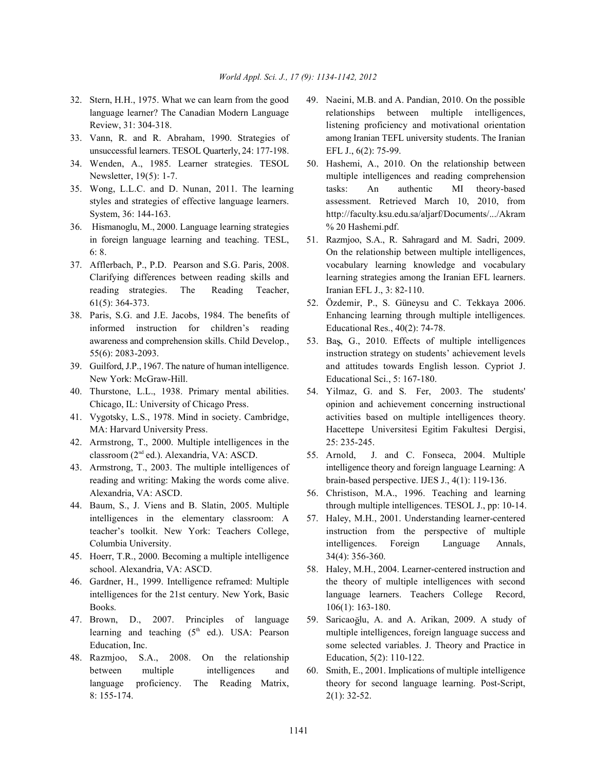32. Stern, H.H., 1975. What we can learn from the good language learner? The Canadian Modern Language Review, 31: 304-318.
33. Vann, R. and R. Abraham, 1990. Strategies of unsuccessful learners. TESOL Quarterly, 24: 177-198.
34. Wenden, A., 1985. Learner strategies. TESOL Newsletter, 19(5): 1-7.
35. Wong, L.L.C. and D. Nunan, 2011. The learning styles and strategies of effective language learners. System, 36: 144-163.
36. Hismanoglu, M., 2000. Language learning strategies in foreign language learning and teaching. TESL, 6: 8.
37. Afflerbach, P., P.D. Pearson and S.G. Paris, 2008. Clarifying differences between reading skills and reading strategies. The Reading Teacher, 61(5): 364-373.
38. Paris, S.G. and J.E. Jacobs, 1984. The benefits of informed instruction for children's reading awareness and comprehension skills. Child Develop., 55(6): 2083-2093.
39. Guilford, J.P., 1967. The nature of human intelligence. New York: McGraw-Hill.
40. Thurstone, L.L., 1938. Primary mental abilities. Chicago, IL: University of Chicago Press.
41. Vygotsky, L.S., 1978. Mind in society. Cambridge, MA: Harvard University Press.
42. Armstrong, T., 2000. Multiple intelligences in the classroom (2nd ed.). Alexandria, VA: ASCD.
43. Armstrong, T., 2003. The multiple intelligences of reading and writing: Making the words come alive. Alexandria, VA: ASCD.
44. Baum, S., J. Viens and B. Slatin, 2005. Multiple intelligences in the elementary classroom: A teacher's toolkit. New York: Teachers College, Columbia University.
45. Hoerr, T.R., 2000. Becoming a multiple intelligence school. Alexandria, VA: ASCD.
46. Gardner, H., 1999. Intelligence reframed: Multiple intelligences for the 21st century. New York, Basic Books.
47. Brown, D., 2007. Principles of language learning and teaching (5th ed.). USA: Pearson Education, Inc.
48. Razmjoo, S.A., 2008. On the relationship between multiple intelligences and language proficiency. The Reading Matrix, 8: 155-174.
49. Naeini, M.B. and A. Pandian, 2010. On the possible relationships between multiple intelligences, listening proficiency and motivational orientation among Iranian TEFL university students. The Iranian EFL J., 6(2): 75-99.
50. Hashemi, A., 2010. On the relationship between multiple intelligences and reading comprehension tasks: An authentic MI theory-based assessment. Retrieved March 10, 2010, from http://faculty.ksu.edu.sa/aljarf/Documents/.../Akram % 20 Hashemi.pdf.
51. Razmjoo, S.A., R. Sahragard and M. Sadri, 2009. On the relationship between multiple intelligences, vocabulary learning knowledge and vocabulary learning strategies among the Iranian EFL learners. Iranian EFL J., 3: 82-110.
52. Özdemir, P., S. Güneysu and C. Tekkaya 2006. Enhancing learning through multiple intelligences. Educational Res., 40(2): 74-78.
53. Baş, G., 2010. Effects of multiple intelligences instruction strategy on students' achievement levels and attitudes towards English lesson. Cypriot J. Educational Sci., 5: 167-180.
54. Yilmaz, G. and S. Fer, 2003. The students' opinion and achievement concerning instructional activities based on multiple intelligences theory. Hacettepe Universitesi Egitim Fakultesi Dergisi, 25: 235-245.
55. Arnold, J. and C. Fonseca, 2004. Multiple intelligence theory and foreign language Learning: A brain-based perspective. IJES J., 4(1): 119-136.
56. Christison, M.A., 1996. Teaching and learning through multiple intelligences. TESOL J., pp: 10-14.
57. Haley, M.H., 2001. Understanding learner-centered instruction from the perspective of multiple intelligences. Foreign Language Annals, 34(4): 356-360.
58. Haley, M.H., 2004. Learner-centered instruction and the theory of multiple intelligences with second language learners. Teachers College Record, 106(1): 163-180.
59. Saricaoğlu, A. and A. Arikan, 2009. A study of multiple intelligences, foreign language success and some selected variables. J. Theory and Practice in Education, 5(2): 110-122.
60. Smith, E., 2001. Implications of multiple intelligence theory for second language learning. Post-Script, 2(1): 32-52.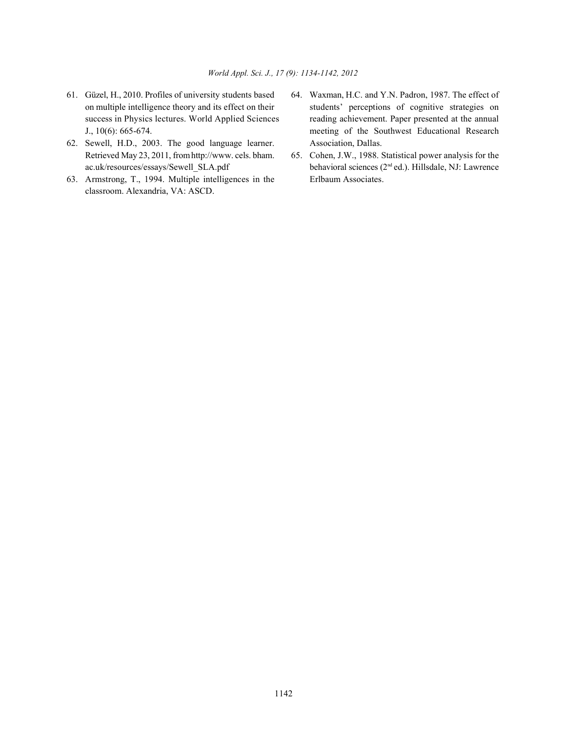61. Güzel, H., 2010. Profiles of university students based on multiple intelligence theory and its effect on their success in Physics lectures. World Applied Sciences J., 10(6): 665-674.
62. Sewell, H.D., 2003. The good language learner. Retrieved May 23, 2011, from http://www. cels. bham. ac.uk/resources/essays/Sewell_SLA.pdf
63. Armstrong, T., 1994. Multiple intelligences in the classroom. Alexandria, VA: ASCD.
64. Waxman, H.C. and Y.N. Padron, 1987. The effect of students' perceptions of cognitive strategies on reading achievement. Paper presented at the annual meeting of the Southwest Educational Research Association, Dallas.
65. Cohen, J.W., 1988. Statistical power analysis for the behavioral sciences (2nd ed.). Hillsdale, NJ: Lawrence Erlbaum Associates.